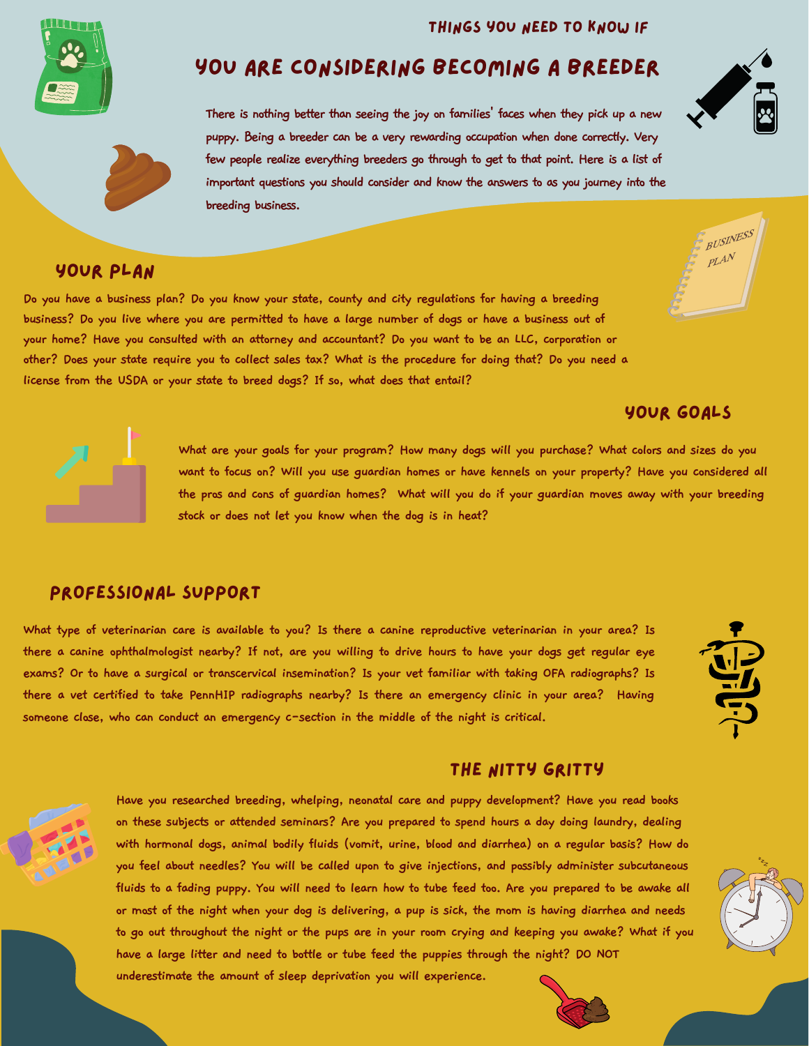# Things You Need to Know If You Are Considering Becoming a Breeder

There is nothing better than seeing the joy on families' faces when they pick up a new puppy. Being a breeder can be a very rewarding occupation when done correctly. Very few people realize everything breeders go through to get to that point. Here is a list of important questions you should consider and know the answers to as you journey into the breeding business.

## Your Plan

Do you have a business plan? Do you know your state, county and city regulations for having a breeding business? Do you live where you are permitted to have a large number of dogs or have a business out of your home? Have you consulted with an attorney and accountant? Do you want to be an LLC, corporation or other? Does your state require you to collect sales tax? What is the procedure for doing that? Do you need a license from the USDA or your state to breed dogs? If so, what does that entail?

## Your Goals

What are your goals for your program? How many dogs will you purchase? What colors and sizes do you want to focus on? Will you use guardian homes or have kennels on your property? Have you considered all the pros and cons of guardian homes? What will you do if your guardian moves away with your breeding stock or does not let you know when the dog is in heat?

## Professional Support

What type of veterinarian care is available to you? Is there a canine reproductive veterinarian in your area? Is there a canine ophthalmologist nearby? If not, are you willing to drive hours to have your dogs get regular eye exams? Or to have a surgical or transcervical insemination? Is your vet familiar with taking OFA radiographs? Is there a vet certified to take PennHIP radiographs nearby? Is there an emergency clinic in your area? Having someone close, who can conduct an emergency c-section in the middle of the night is critical.

## The Nitty Gritty

Have you researched breeding, whelping, neonatal care and puppy development? Have you read books on these subjects or attended seminars? Are you prepared to spend hours a day doing laundry, dealing with hormonal dogs, animal bodily fluids (vomit, urine, blood and diarrhea) on a regular basis? How do you feel about needles? You will be called upon to give injections, and possibly administer subcutaneous fluids to a fading puppy. You will need to learn how to tube feed too. Are you prepared to be awake all or most of the night when your dog is delivering, a pup is sick, the mom is having diarrhea and needs to go out throughout the night or the pups are in your room crying and keeping you awake? What if you have a large litter and need to bottle or tube feed the puppies through the night? DO NOT underestimate the amount of sleep deprivation you will experience.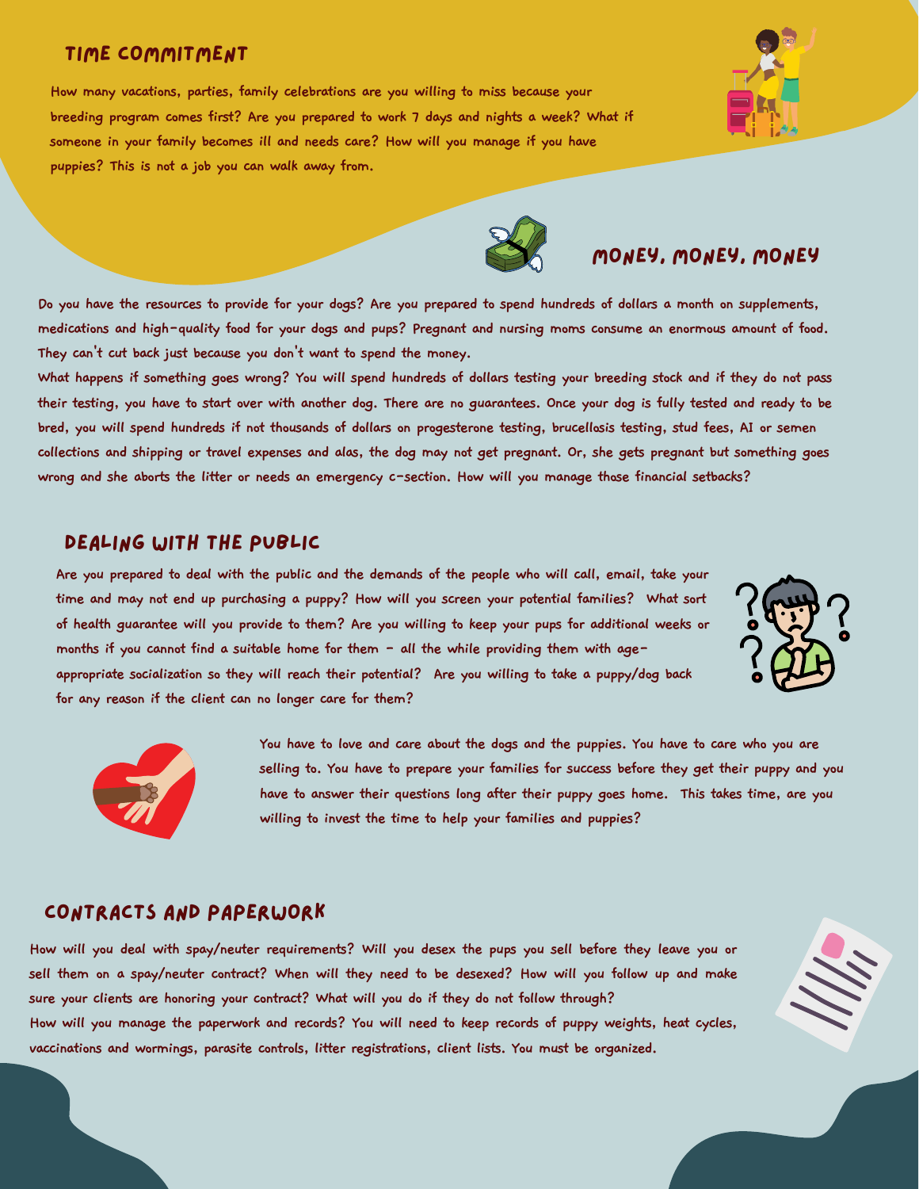## TIME COMMITMENT

How many vacations, parties, family celebrations are you willing to miss because your breeding program comes first? Are you prepared to work 7 days and nights a week? What if someone in your family becomes ill and needs care? How will you manage if you have puppies? This is not a job you can walk away from.

## MONEY, MONEY, MONEY

Do you have the resources to provide for your dogs? Are you prepared to spend hundreds of dollars a month on supplements, medications and high-quality food for your dogs and pups? Pregnant and nursing moms consume an enormous amount of food. They can't cut back just because you don't want to spend the money.

What happens if something goes wrong? You will spend hundreds of dollars testing your breeding stock and if they do not pass their testing, you have to start over with another dog. There are no guarantees. Once your dog is fully tested and ready to be bred, you will spend hundreds if not thousands of dollars on progesterone testing, brucellosis testing, stud fees, AI or semen collections and shipping or travel expenses and alas, the dog may not get pregnant. Or, she gets pregnant but something goes wrong and she aborts the litter or needs an emergency c-section. How will you manage those financial setbacks?

## DEALING WITH THE PUBLIC

Are you prepared to deal with the public and the demands of the people who will call, email, take your time and may not end up purchasing a puppy? How will you screen your potential families? What sort of health guarantee will you provide to them? Are you willing to keep your pups for additional weeks or months if you cannot find a suitable home for them - all the while providing them with age-appropriate socialization so they will reach their potential? Are you willing to take a puppy/dog back for any reason if the client can no longer care for them?

You have to love and care about the dogs and the puppies. You have to care who you are selling to. You have to prepare your families for success before they get their puppy and you have to answer their questions long after their puppy goes home. This takes time, are you willing to invest the time to help your families and puppies?

## CONTRACTS AND PAPERWORK

How will you deal with spay/neuter requirements? Will you desex the pups you sell before they leave you or sell them on a spay/neuter contract? When will they need to be desexed? How will you follow up and make sure your clients are honoring your contract? What will you do if they do not follow through?

How will you manage the paperwork and records? You will need to keep records of puppy weights, heat cycles, vaccinations and wormings, parasite controls, litter registrations, client lists. You must be organized.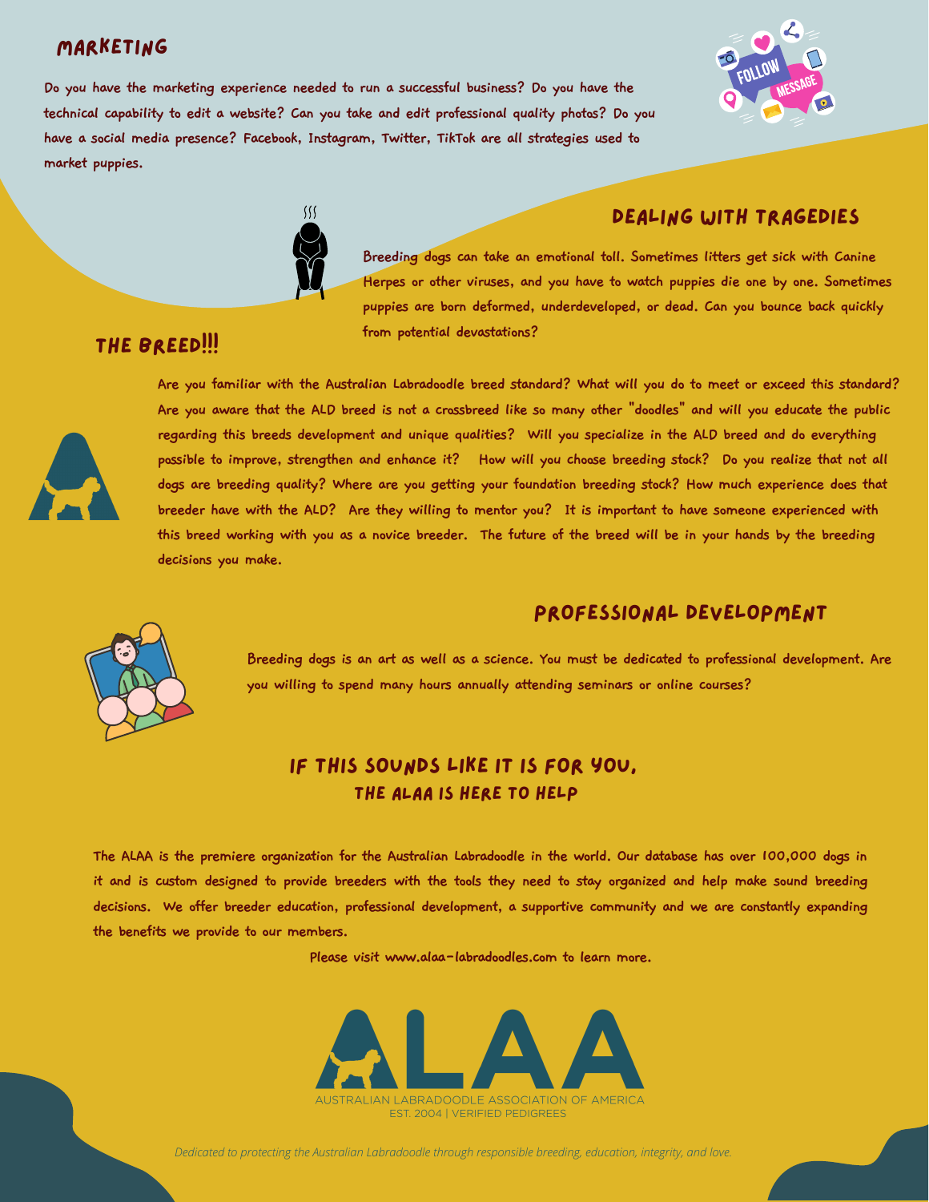## MARKETING

Do you have the marketing experience needed to run a successful business? Do you have the technical capability to edit a website? Can you take and edit professional quality photos? Do you have a social media presence? Facebook, Instagram, Twitter, TikTok are all strategies used to market puppies.

## DEALING WITH TRAGEDIES

Breeding dogs can take an emotional toll. Sometimes litters get sick with Canine Herpes or other viruses, and you have to watch puppies die one by one. Sometimes puppies are born deformed, underdeveloped, or dead. Can you bounce back quickly from potential devastations?

## THE BREED!!!

Are you familiar with the Australian Labradoodle breed standard? What will you do to meet or exceed this standard? Are you aware that the ALD breed is not a crossbreed like so many other "doodles" and will you educate the public regarding this breeds development and unique qualities? Will you specialize in the ALD breed and do everything possible to improve, strengthen and enhance it? How will you choose breeding stock? Do you realize that not all dogs are breeding quality? Where are you getting your foundation breeding stock? How much experience does that breeder have with the ALD? Are they willing to mentor you? It is important to have someone experienced with this breed working with you as a novice breeder. The future of the breed will be in your hands by the breeding decisions you make.

## PROFESSIONAL DEVELOPMENT

Breeding dogs is an art as well as a science. You must be dedicated to professional development. Are you willing to spend many hours annually attending seminars or online courses?

## IF THIS SOUNDS LIKE IT IS FOR YOU,
### THE ALAA IS HERE TO HELP

The ALAA is the premiere organization for the Australian Labradoodle in the world. Our database has over 100,000 dogs in it and is custom designed to provide breeders with the tools they need to stay organized and help make sound breeding decisions. We offer breeder education, professional development, a supportive community and we are constantly expanding the benefits we provide to our members.

Please visit www.alaa-labradoodles.com to learn more.

ALAA
AUSTRALIAN LABRADOODLE ASSOCIATION OF AMERICA
EST. 2004 | VERIFIED PEDIGREES

*Dedicated to protecting the Australian Labradoodle through responsible breeding, education, integrity, and love.*